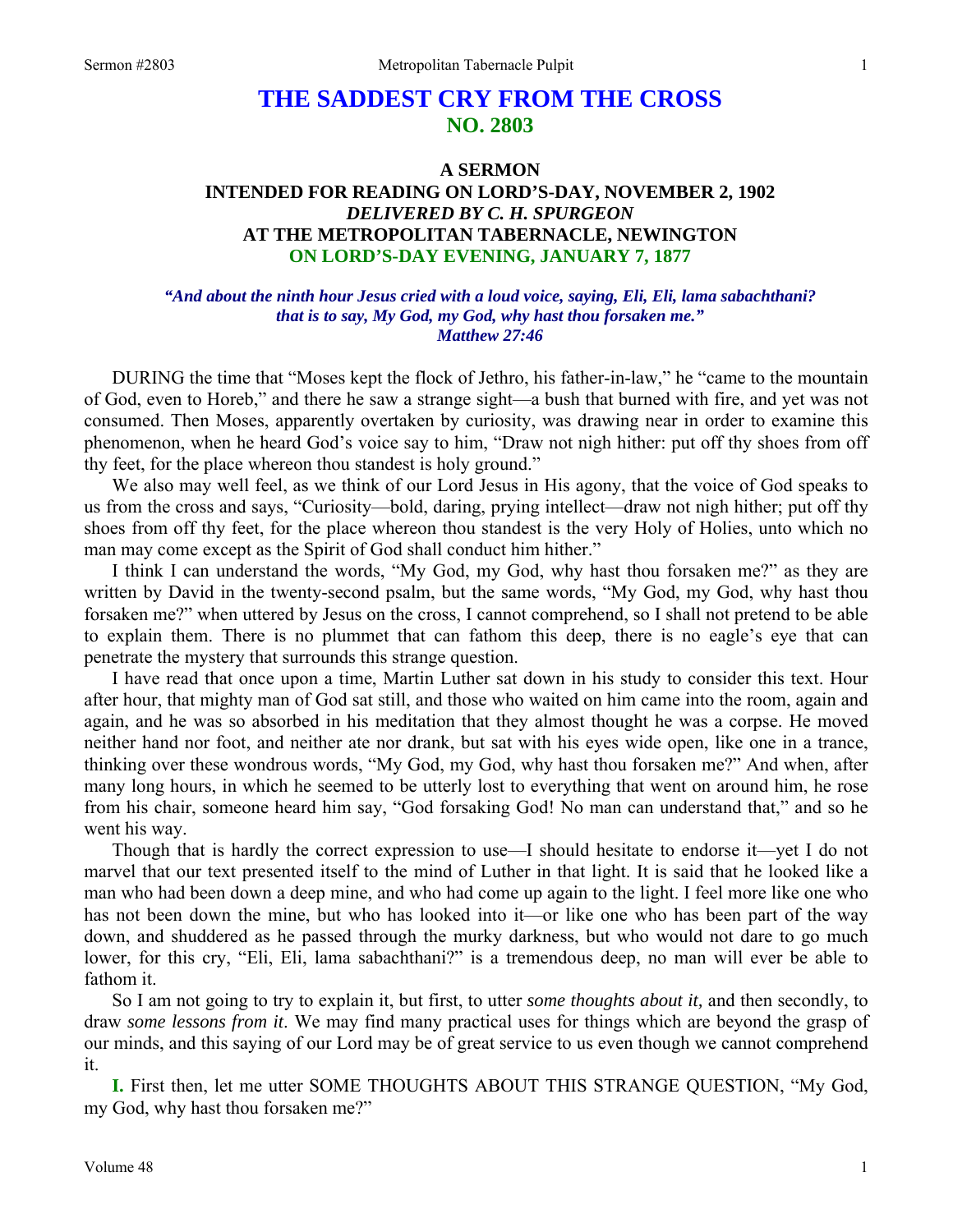# THE SADDEST CRY FROM THE CROSS
## NO. 2803

### A SERMON
### INTENDED FOR READING ON LORD'S-DAY, NOVEMBER 2, 1902
### *DELIVERED BY C. H. SPURGEON*
### AT THE METROPOLITAN TABERNACLE, NEWINGTON
### ON LORD'S-DAY EVENING, JANUARY 7, 1877

*"And about the ninth hour Jesus cried with a loud voice, saying, Eli, Eli, lama sabachthani? that is to say, My God, my God, why hast thou forsaken me." Matthew 27:46*

DURING the time that "Moses kept the flock of Jethro, his father-in-law," he "came to the mountain of God, even to Horeb," and there he saw a strange sight—a bush that burned with fire, and yet was not consumed. Then Moses, apparently overtaken by curiosity, was drawing near in order to examine this phenomenon, when he heard God's voice say to him, "Draw not nigh hither: put off thy shoes from off thy feet, for the place whereon thou standest is holy ground."

We also may well feel, as we think of our Lord Jesus in His agony, that the voice of God speaks to us from the cross and says, "Curiosity—bold, daring, prying intellect—draw not nigh hither; put off thy shoes from off thy feet, for the place whereon thou standest is the very Holy of Holies, unto which no man may come except as the Spirit of God shall conduct him hither."

I think I can understand the words, "My God, my God, why hast thou forsaken me?" as they are written by David in the twenty-second psalm, but the same words, "My God, my God, why hast thou forsaken me?" when uttered by Jesus on the cross, I cannot comprehend, so I shall not pretend to be able to explain them. There is no plummet that can fathom this deep, there is no eagle's eye that can penetrate the mystery that surrounds this strange question.

I have read that once upon a time, Martin Luther sat down in his study to consider this text. Hour after hour, that mighty man of God sat still, and those who waited on him came into the room, again and again, and he was so absorbed in his meditation that they almost thought he was a corpse. He moved neither hand nor foot, and neither ate nor drank, but sat with his eyes wide open, like one in a trance, thinking over these wondrous words, "My God, my God, why hast thou forsaken me?" And when, after many long hours, in which he seemed to be utterly lost to everything that went on around him, he rose from his chair, someone heard him say, "God forsaking God! No man can understand that," and so he went his way.

Though that is hardly the correct expression to use—I should hesitate to endorse it—yet I do not marvel that our text presented itself to the mind of Luther in that light. It is said that he looked like a man who had been down a deep mine, and who had come up again to the light. I feel more like one who has not been down the mine, but who has looked into it—or like one who has been part of the way down, and shuddered as he passed through the murky darkness, but who would not dare to go much lower, for this cry, "Eli, Eli, lama sabachthani?" is a tremendous deep, no man will ever be able to fathom it.

So I am not going to try to explain it, but first, to utter *some thoughts about it,* and then secondly, to draw *some lessons from it*. We may find many practical uses for things which are beyond the grasp of our minds, and this saying of our Lord may be of great service to us even though we cannot comprehend it.

**I.** First then, let me utter SOME THOUGHTS ABOUT THIS STRANGE QUESTION, "My God, my God, why hast thou forsaken me?"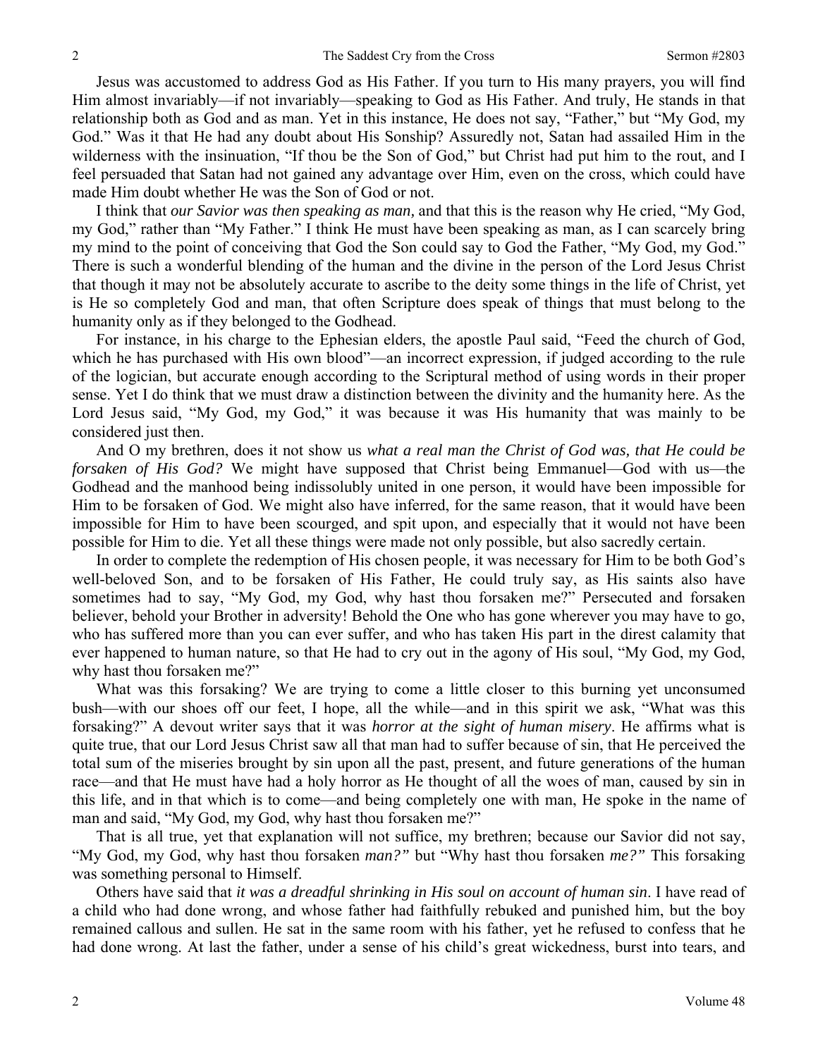Jesus was accustomed to address God as His Father. If you turn to His many prayers, you will find Him almost invariably—if not invariably—speaking to God as His Father. And truly, He stands in that relationship both as God and as man. Yet in this instance, He does not say, "Father," but "My God, my God." Was it that He had any doubt about His Sonship? Assuredly not, Satan had assailed Him in the wilderness with the insinuation, "If thou be the Son of God," but Christ had put him to the rout, and I feel persuaded that Satan had not gained any advantage over Him, even on the cross, which could have made Him doubt whether He was the Son of God or not.

I think that *our Savior was then speaking as man,* and that this is the reason why He cried, "My God, my God," rather than "My Father." I think He must have been speaking as man, as I can scarcely bring my mind to the point of conceiving that God the Son could say to God the Father, "My God, my God." There is such a wonderful blending of the human and the divine in the person of the Lord Jesus Christ that though it may not be absolutely accurate to ascribe to the deity some things in the life of Christ, yet is He so completely God and man, that often Scripture does speak of things that must belong to the humanity only as if they belonged to the Godhead.

For instance, in his charge to the Ephesian elders, the apostle Paul said, "Feed the church of God, which he has purchased with His own blood"—an incorrect expression, if judged according to the rule of the logician, but accurate enough according to the Scriptural method of using words in their proper sense. Yet I do think that we must draw a distinction between the divinity and the humanity here. As the Lord Jesus said, "My God, my God," it was because it was His humanity that was mainly to be considered just then.

And O my brethren, does it not show us *what a real man the Christ of God was, that He could be forsaken of His God?* We might have supposed that Christ being Emmanuel—God with us—the Godhead and the manhood being indissolubly united in one person, it would have been impossible for Him to be forsaken of God. We might also have inferred, for the same reason, that it would have been impossible for Him to have been scourged, and spit upon, and especially that it would not have been possible for Him to die. Yet all these things were made not only possible, but also sacredly certain.

In order to complete the redemption of His chosen people, it was necessary for Him to be both God's well-beloved Son, and to be forsaken of His Father, He could truly say, as His saints also have sometimes had to say, "My God, my God, why hast thou forsaken me?" Persecuted and forsaken believer, behold your Brother in adversity! Behold the One who has gone wherever you may have to go, who has suffered more than you can ever suffer, and who has taken His part in the direst calamity that ever happened to human nature, so that He had to cry out in the agony of His soul, "My God, my God, why hast thou forsaken me?"

What was this forsaking? We are trying to come a little closer to this burning yet unconsumed bush—with our shoes off our feet, I hope, all the while—and in this spirit we ask, "What was this forsaking?" A devout writer says that it was *horror at the sight of human misery*. He affirms what is quite true, that our Lord Jesus Christ saw all that man had to suffer because of sin, that He perceived the total sum of the miseries brought by sin upon all the past, present, and future generations of the human race—and that He must have had a holy horror as He thought of all the woes of man, caused by sin in this life, and in that which is to come—and being completely one with man, He spoke in the name of man and said, "My God, my God, why hast thou forsaken me?"

That is all true, yet that explanation will not suffice, my brethren; because our Savior did not say, "My God, my God, why hast thou forsaken *man?"* but "Why hast thou forsaken *me?"* This forsaking was something personal to Himself.

Others have said that *it was a dreadful shrinking in His soul on account of human sin*. I have read of a child who had done wrong, and whose father had faithfully rebuked and punished him, but the boy remained callous and sullen. He sat in the same room with his father, yet he refused to confess that he had done wrong. At last the father, under a sense of his child's great wickedness, burst into tears, and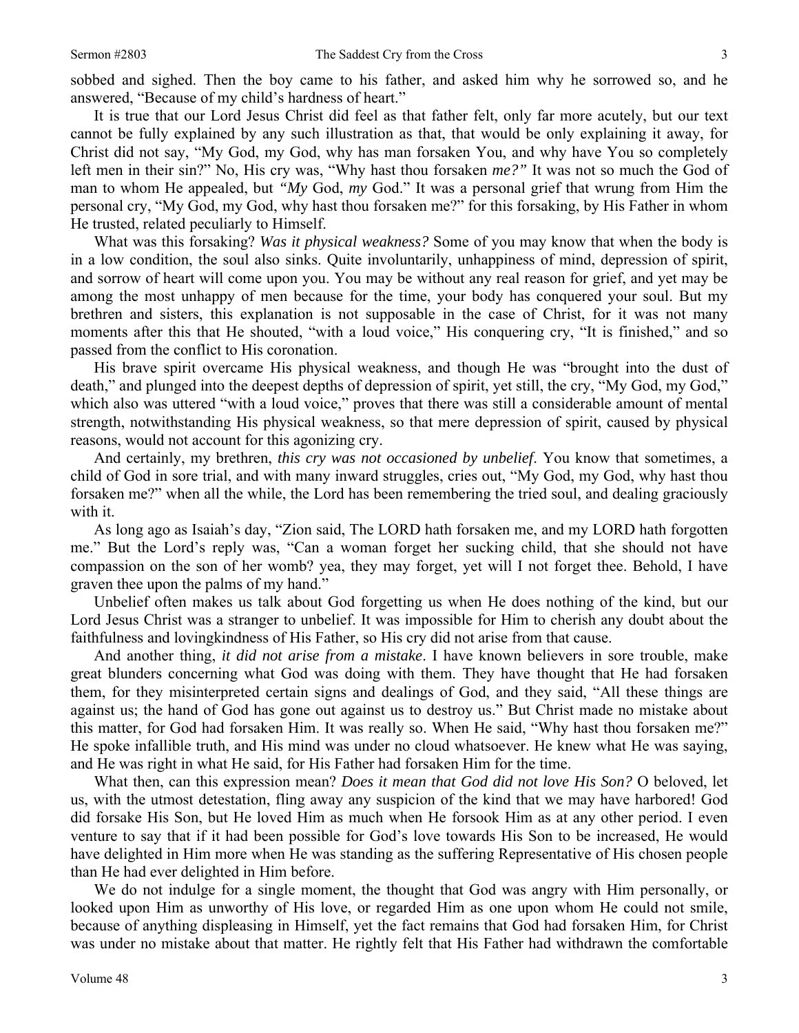sobbed and sighed. Then the boy came to his father, and asked him why he sorrowed so, and he answered, "Because of my child's hardness of heart."

It is true that our Lord Jesus Christ did feel as that father felt, only far more acutely, but our text cannot be fully explained by any such illustration as that, that would be only explaining it away, for Christ did not say, "My God, my God, why has man forsaken You, and why have You so completely left men in their sin?" No, His cry was, "Why hast thou forsaken *me?"* It was not so much the God of man to whom He appealed, but *"My* God, *my* God." It was a personal grief that wrung from Him the personal cry, "My God, my God, why hast thou forsaken me?" for this forsaking, by His Father in whom He trusted, related peculiarly to Himself.

What was this forsaking? *Was it physical weakness?* Some of you may know that when the body is in a low condition, the soul also sinks. Quite involuntarily, unhappiness of mind, depression of spirit, and sorrow of heart will come upon you. You may be without any real reason for grief, and yet may be among the most unhappy of men because for the time, your body has conquered your soul. But my brethren and sisters, this explanation is not supposable in the case of Christ, for it was not many moments after this that He shouted, "with a loud voice," His conquering cry, "It is finished," and so passed from the conflict to His coronation.

His brave spirit overcame His physical weakness, and though He was "brought into the dust of death," and plunged into the deepest depths of depression of spirit, yet still, the cry, "My God, my God," which also was uttered "with a loud voice," proves that there was still a considerable amount of mental strength, notwithstanding His physical weakness, so that mere depression of spirit, caused by physical reasons, would not account for this agonizing cry.

And certainly, my brethren, *this cry was not occasioned by unbelief*. You know that sometimes, a child of God in sore trial, and with many inward struggles, cries out, "My God, my God, why hast thou forsaken me?" when all the while, the Lord has been remembering the tried soul, and dealing graciously with it.

As long ago as Isaiah's day, "Zion said, The LORD hath forsaken me, and my LORD hath forgotten me." But the Lord's reply was, "Can a woman forget her sucking child, that she should not have compassion on the son of her womb? yea, they may forget, yet will I not forget thee. Behold, I have graven thee upon the palms of my hand."

Unbelief often makes us talk about God forgetting us when He does nothing of the kind, but our Lord Jesus Christ was a stranger to unbelief. It was impossible for Him to cherish any doubt about the faithfulness and lovingkindness of His Father, so His cry did not arise from that cause.

And another thing, *it did not arise from a mistake*. I have known believers in sore trouble, make great blunders concerning what God was doing with them. They have thought that He had forsaken them, for they misinterpreted certain signs and dealings of God, and they said, "All these things are against us; the hand of God has gone out against us to destroy us." But Christ made no mistake about this matter, for God had forsaken Him. It was really so. When He said, "Why hast thou forsaken me?" He spoke infallible truth, and His mind was under no cloud whatsoever. He knew what He was saying, and He was right in what He said, for His Father had forsaken Him for the time.

What then, can this expression mean? *Does it mean that God did not love His Son?* O beloved, let us, with the utmost detestation, fling away any suspicion of the kind that we may have harbored! God did forsake His Son, but He loved Him as much when He forsook Him as at any other period. I even venture to say that if it had been possible for God's love towards His Son to be increased, He would have delighted in Him more when He was standing as the suffering Representative of His chosen people than He had ever delighted in Him before.

We do not indulge for a single moment, the thought that God was angry with Him personally, or looked upon Him as unworthy of His love, or regarded Him as one upon whom He could not smile, because of anything displeasing in Himself, yet the fact remains that God had forsaken Him, for Christ was under no mistake about that matter. He rightly felt that His Father had withdrawn the comfortable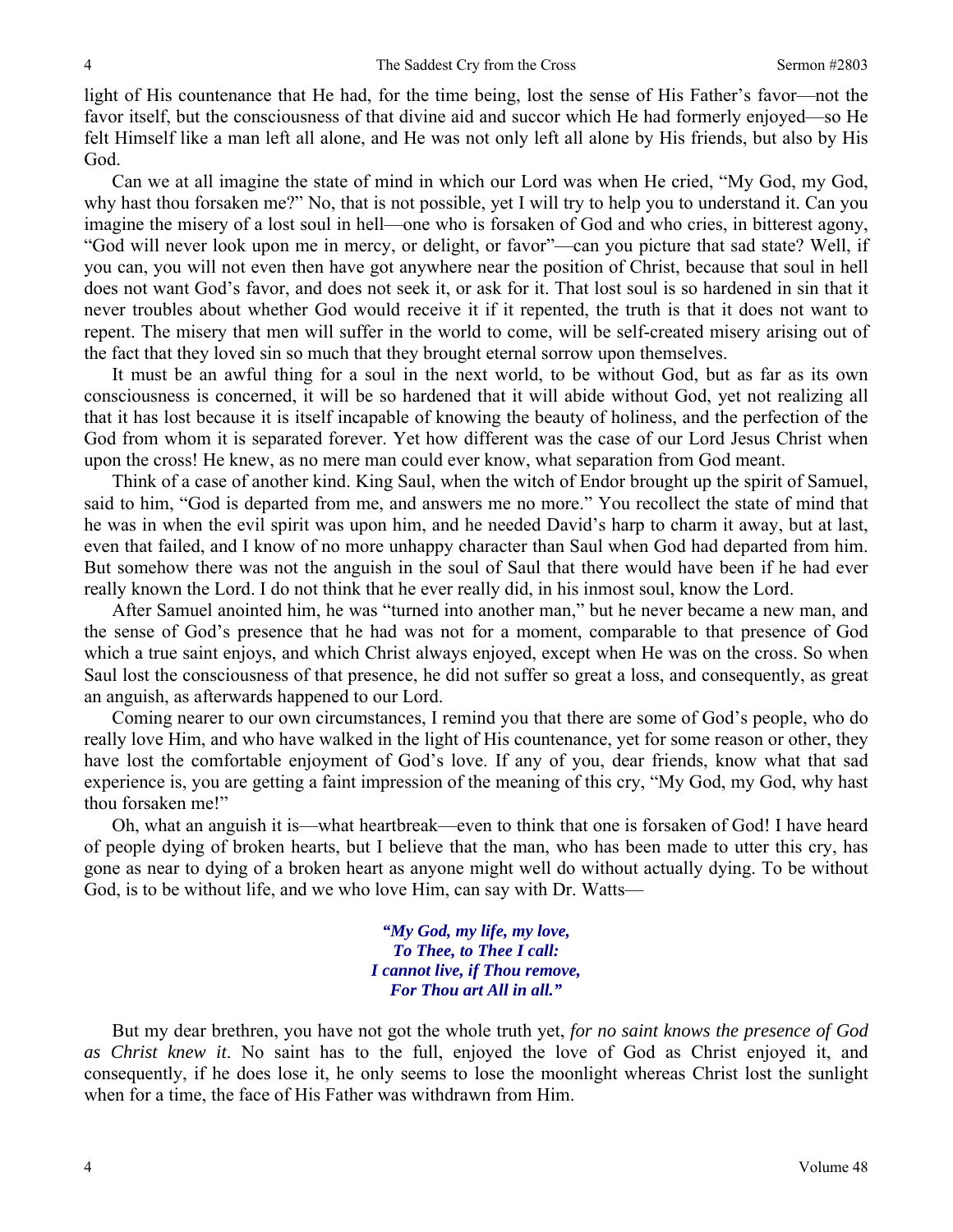light of His countenance that He had, for the time being, lost the sense of His Father's favor—not the favor itself, but the consciousness of that divine aid and succor which He had formerly enjoyed—so He felt Himself like a man left all alone, and He was not only left all alone by His friends, but also by His God.

Can we at all imagine the state of mind in which our Lord was when He cried, "My God, my God, why hast thou forsaken me?" No, that is not possible, yet I will try to help you to understand it. Can you imagine the misery of a lost soul in hell—one who is forsaken of God and who cries, in bitterest agony, "God will never look upon me in mercy, or delight, or favor"—can you picture that sad state? Well, if you can, you will not even then have got anywhere near the position of Christ, because that soul in hell does not want God's favor, and does not seek it, or ask for it. That lost soul is so hardened in sin that it never troubles about whether God would receive it if it repented, the truth is that it does not want to repent. The misery that men will suffer in the world to come, will be self-created misery arising out of the fact that they loved sin so much that they brought eternal sorrow upon themselves.

It must be an awful thing for a soul in the next world, to be without God, but as far as its own consciousness is concerned, it will be so hardened that it will abide without God, yet not realizing all that it has lost because it is itself incapable of knowing the beauty of holiness, and the perfection of the God from whom it is separated forever. Yet how different was the case of our Lord Jesus Christ when upon the cross! He knew, as no mere man could ever know, what separation from God meant.

Think of a case of another kind. King Saul, when the witch of Endor brought up the spirit of Samuel, said to him, "God is departed from me, and answers me no more." You recollect the state of mind that he was in when the evil spirit was upon him, and he needed David's harp to charm it away, but at last, even that failed, and I know of no more unhappy character than Saul when God had departed from him. But somehow there was not the anguish in the soul of Saul that there would have been if he had ever really known the Lord. I do not think that he ever really did, in his inmost soul, know the Lord.

After Samuel anointed him, he was "turned into another man," but he never became a new man, and the sense of God's presence that he had was not for a moment, comparable to that presence of God which a true saint enjoys, and which Christ always enjoyed, except when He was on the cross. So when Saul lost the consciousness of that presence, he did not suffer so great a loss, and consequently, as great an anguish, as afterwards happened to our Lord.

Coming nearer to our own circumstances, I remind you that there are some of God's people, who do really love Him, and who have walked in the light of His countenance, yet for some reason or other, they have lost the comfortable enjoyment of God's love. If any of you, dear friends, know what that sad experience is, you are getting a faint impression of the meaning of this cry, "My God, my God, why hast thou forsaken me!"

Oh, what an anguish it is—what heartbreak—even to think that one is forsaken of God! I have heard of people dying of broken hearts, but I believe that the man, who has been made to utter this cry, has gone as near to dying of a broken heart as anyone might well do without actually dying. To be without God, is to be without life, and we who love Him, can say with Dr. Watts—

> ***"My God, my life, my love,***
> ***To Thee, to Thee I call:***
> ***I cannot live, if Thou remove,***
> ***For Thou art All in all."***

But my dear brethren, you have not got the whole truth yet, *for no saint knows the presence of God as Christ knew it*. No saint has to the full, enjoyed the love of God as Christ enjoyed it, and consequently, if he does lose it, he only seems to lose the moonlight whereas Christ lost the sunlight when for a time, the face of His Father was withdrawn from Him.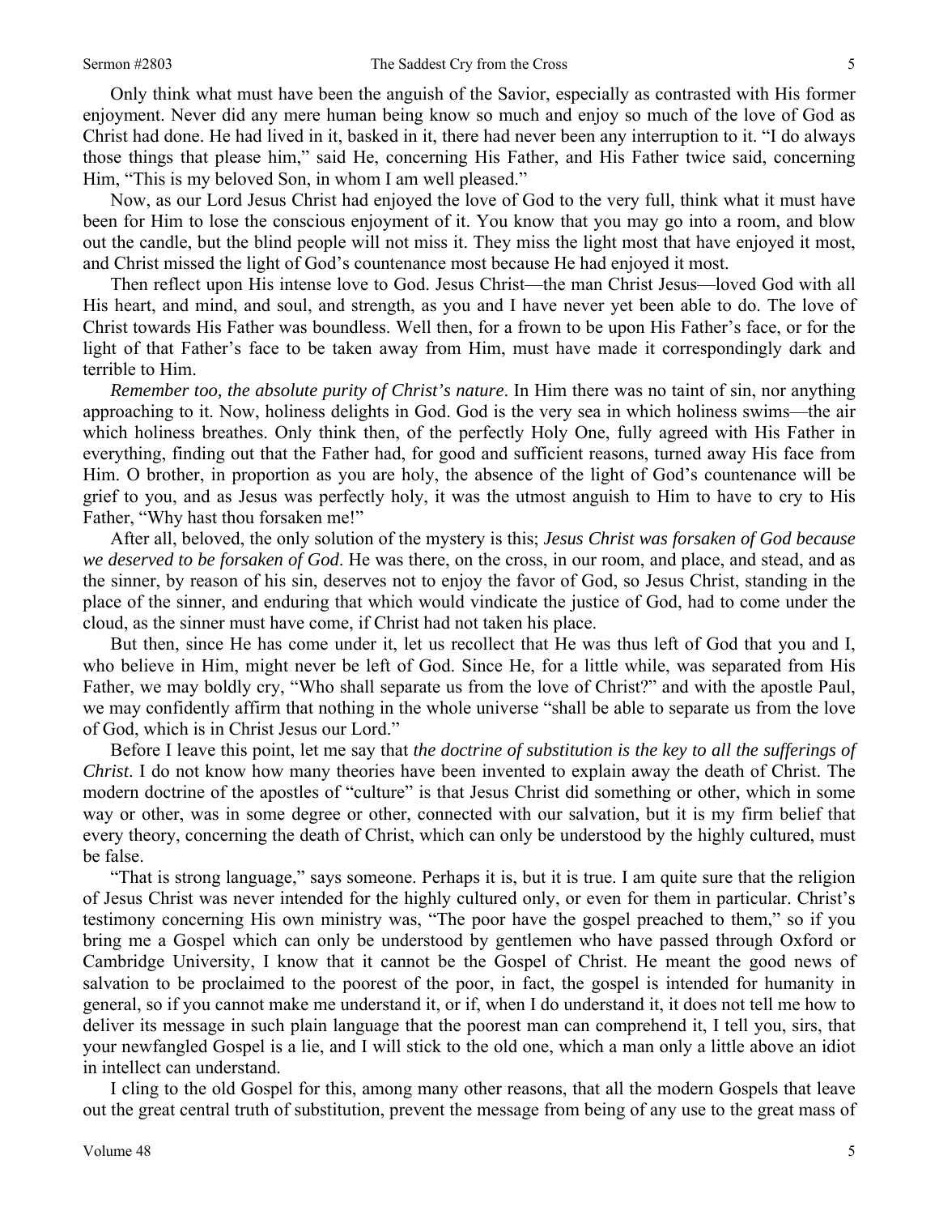Only think what must have been the anguish of the Savior, especially as contrasted with His former enjoyment. Never did any mere human being know so much and enjoy so much of the love of God as Christ had done. He had lived in it, basked in it, there had never been any interruption to it. "I do always those things that please him," said He, concerning His Father, and His Father twice said, concerning Him, "This is my beloved Son, in whom I am well pleased."

Now, as our Lord Jesus Christ had enjoyed the love of God to the very full, think what it must have been for Him to lose the conscious enjoyment of it. You know that you may go into a room, and blow out the candle, but the blind people will not miss it. They miss the light most that have enjoyed it most, and Christ missed the light of God's countenance most because He had enjoyed it most.

Then reflect upon His intense love to God. Jesus Christ—the man Christ Jesus—loved God with all His heart, and mind, and soul, and strength, as you and I have never yet been able to do. The love of Christ towards His Father was boundless. Well then, for a frown to be upon His Father's face, or for the light of that Father's face to be taken away from Him, must have made it correspondingly dark and terrible to Him.

*Remember too, the absolute purity of Christ's nature*. In Him there was no taint of sin, nor anything approaching to it. Now, holiness delights in God. God is the very sea in which holiness swims—the air which holiness breathes. Only think then, of the perfectly Holy One, fully agreed with His Father in everything, finding out that the Father had, for good and sufficient reasons, turned away His face from Him. O brother, in proportion as you are holy, the absence of the light of God's countenance will be grief to you, and as Jesus was perfectly holy, it was the utmost anguish to Him to have to cry to His Father, "Why hast thou forsaken me!"

After all, beloved, the only solution of the mystery is this; *Jesus Christ was forsaken of God because we deserved to be forsaken of God*. He was there, on the cross, in our room, and place, and stead, and as the sinner, by reason of his sin, deserves not to enjoy the favor of God, so Jesus Christ, standing in the place of the sinner, and enduring that which would vindicate the justice of God, had to come under the cloud, as the sinner must have come, if Christ had not taken his place.

But then, since He has come under it, let us recollect that He was thus left of God that you and I, who believe in Him, might never be left of God. Since He, for a little while, was separated from His Father, we may boldly cry, "Who shall separate us from the love of Christ?" and with the apostle Paul, we may confidently affirm that nothing in the whole universe "shall be able to separate us from the love of God, which is in Christ Jesus our Lord."

Before I leave this point, let me say that *the doctrine of substitution is the key to all the sufferings of Christ*. I do not know how many theories have been invented to explain away the death of Christ. The modern doctrine of the apostles of "culture" is that Jesus Christ did something or other, which in some way or other, was in some degree or other, connected with our salvation, but it is my firm belief that every theory, concerning the death of Christ, which can only be understood by the highly cultured, must be false.

"That is strong language," says someone. Perhaps it is, but it is true. I am quite sure that the religion of Jesus Christ was never intended for the highly cultured only, or even for them in particular. Christ's testimony concerning His own ministry was, "The poor have the gospel preached to them," so if you bring me a Gospel which can only be understood by gentlemen who have passed through Oxford or Cambridge University, I know that it cannot be the Gospel of Christ. He meant the good news of salvation to be proclaimed to the poorest of the poor, in fact, the gospel is intended for humanity in general, so if you cannot make me understand it, or if, when I do understand it, it does not tell me how to deliver its message in such plain language that the poorest man can comprehend it, I tell you, sirs, that your newfangled Gospel is a lie, and I will stick to the old one, which a man only a little above an idiot in intellect can understand.

I cling to the old Gospel for this, among many other reasons, that all the modern Gospels that leave out the great central truth of substitution, prevent the message from being of any use to the great mass of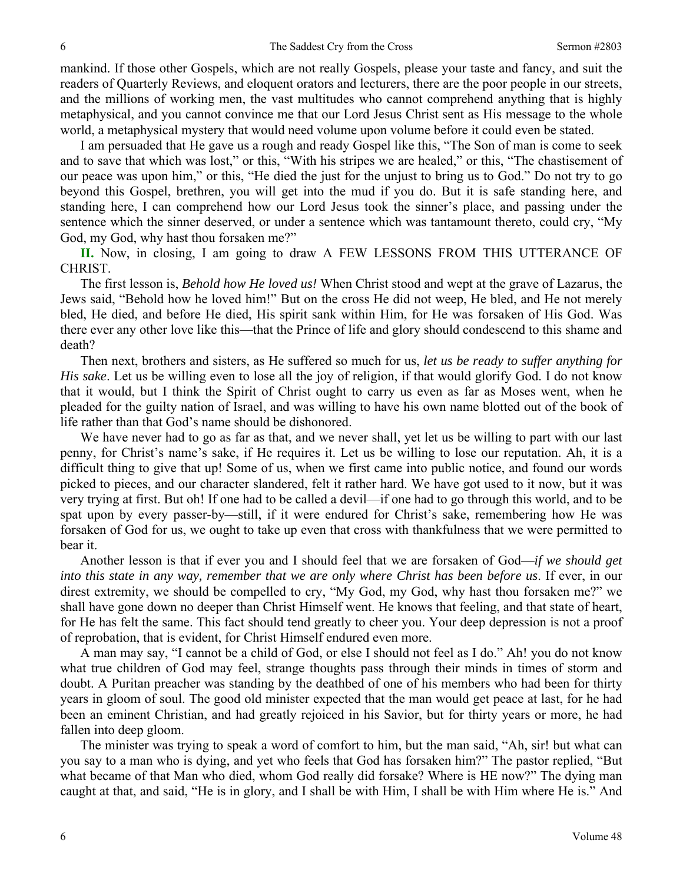mankind. If those other Gospels, which are not really Gospels, please your taste and fancy, and suit the readers of Quarterly Reviews, and eloquent orators and lecturers, there are the poor people in our streets, and the millions of working men, the vast multitudes who cannot comprehend anything that is highly metaphysical, and you cannot convince me that our Lord Jesus Christ sent as His message to the whole world, a metaphysical mystery that would need volume upon volume before it could even be stated.

I am persuaded that He gave us a rough and ready Gospel like this, "The Son of man is come to seek and to save that which was lost," or this, "With his stripes we are healed," or this, "The chastisement of our peace was upon him," or this, "He died the just for the unjust to bring us to God." Do not try to go beyond this Gospel, brethren, you will get into the mud if you do. But it is safe standing here, and standing here, I can comprehend how our Lord Jesus took the sinner's place, and passing under the sentence which the sinner deserved, or under a sentence which was tantamount thereto, could cry, "My God, my God, why hast thou forsaken me?"

**II.** Now, in closing, I am going to draw A FEW LESSONS FROM THIS UTTERANCE OF CHRIST.

The first lesson is, *Behold how He loved us!* When Christ stood and wept at the grave of Lazarus, the Jews said, "Behold how he loved him!" But on the cross He did not weep, He bled, and He not merely bled, He died, and before He died, His spirit sank within Him, for He was forsaken of His God. Was there ever any other love like this—that the Prince of life and glory should condescend to this shame and death?

Then next, brothers and sisters, as He suffered so much for us, *let us be ready to suffer anything for His sake*. Let us be willing even to lose all the joy of religion, if that would glorify God. I do not know that it would, but I think the Spirit of Christ ought to carry us even as far as Moses went, when he pleaded for the guilty nation of Israel, and was willing to have his own name blotted out of the book of life rather than that God's name should be dishonored.

We have never had to go as far as that, and we never shall, yet let us be willing to part with our last penny, for Christ's name's sake, if He requires it. Let us be willing to lose our reputation. Ah, it is a difficult thing to give that up! Some of us, when we first came into public notice, and found our words picked to pieces, and our character slandered, felt it rather hard. We have got used to it now, but it was very trying at first. But oh! If one had to be called a devil—if one had to go through this world, and to be spat upon by every passer-by—still, if it were endured for Christ's sake, remembering how He was forsaken of God for us, we ought to take up even that cross with thankfulness that we were permitted to bear it.

Another lesson is that if ever you and I should feel that we are forsaken of God—*if we should get into this state in any way, remember that we are only where Christ has been before us*. If ever, in our direst extremity, we should be compelled to cry, "My God, my God, why hast thou forsaken me?" we shall have gone down no deeper than Christ Himself went. He knows that feeling, and that state of heart, for He has felt the same. This fact should tend greatly to cheer you. Your deep depression is not a proof of reprobation, that is evident, for Christ Himself endured even more.

A man may say, "I cannot be a child of God, or else I should not feel as I do." Ah! you do not know what true children of God may feel, strange thoughts pass through their minds in times of storm and doubt. A Puritan preacher was standing by the deathbed of one of his members who had been for thirty years in gloom of soul. The good old minister expected that the man would get peace at last, for he had been an eminent Christian, and had greatly rejoiced in his Savior, but for thirty years or more, he had fallen into deep gloom.

The minister was trying to speak a word of comfort to him, but the man said, "Ah, sir! but what can you say to a man who is dying, and yet who feels that God has forsaken him?" The pastor replied, "But what became of that Man who died, whom God really did forsake? Where is HE now?" The dying man caught at that, and said, "He is in glory, and I shall be with Him, I shall be with Him where He is." And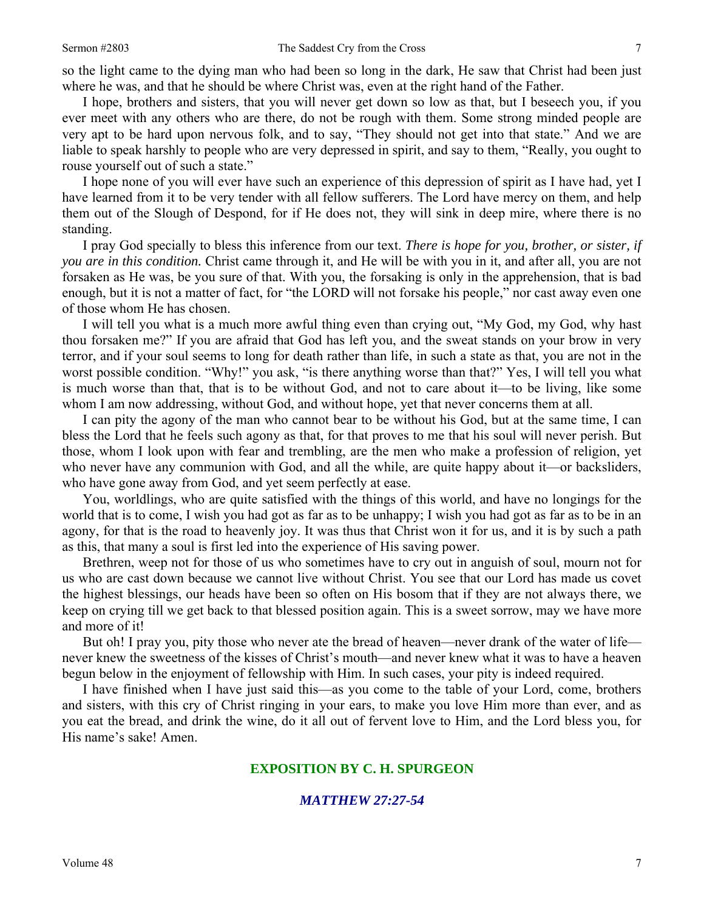so the light came to the dying man who had been so long in the dark, He saw that Christ had been just where he was, and that he should be where Christ was, even at the right hand of the Father.

I hope, brothers and sisters, that you will never get down so low as that, but I beseech you, if you ever meet with any others who are there, do not be rough with them. Some strong minded people are very apt to be hard upon nervous folk, and to say, "They should not get into that state." And we are liable to speak harshly to people who are very depressed in spirit, and say to them, "Really, you ought to rouse yourself out of such a state."

I hope none of you will ever have such an experience of this depression of spirit as I have had, yet I have learned from it to be very tender with all fellow sufferers. The Lord have mercy on them, and help them out of the Slough of Despond, for if He does not, they will sink in deep mire, where there is no standing.

I pray God specially to bless this inference from our text. *There is hope for you, brother, or sister, if you are in this condition.* Christ came through it, and He will be with you in it, and after all, you are not forsaken as He was, be you sure of that. With you, the forsaking is only in the apprehension, that is bad enough, but it is not a matter of fact, for "the LORD will not forsake his people," nor cast away even one of those whom He has chosen.

I will tell you what is a much more awful thing even than crying out, "My God, my God, why hast thou forsaken me?" If you are afraid that God has left you, and the sweat stands on your brow in very terror, and if your soul seems to long for death rather than life, in such a state as that, you are not in the worst possible condition. "Why!" you ask, "is there anything worse than that?" Yes, I will tell you what is much worse than that, that is to be without God, and not to care about it—to be living, like some whom I am now addressing, without God, and without hope, yet that never concerns them at all.

I can pity the agony of the man who cannot bear to be without his God, but at the same time, I can bless the Lord that he feels such agony as that, for that proves to me that his soul will never perish. But those, whom I look upon with fear and trembling, are the men who make a profession of religion, yet who never have any communion with God, and all the while, are quite happy about it—or backsliders, who have gone away from God, and yet seem perfectly at ease.

You, worldlings, who are quite satisfied with the things of this world, and have no longings for the world that is to come, I wish you had got as far as to be unhappy; I wish you had got as far as to be in an agony, for that is the road to heavenly joy. It was thus that Christ won it for us, and it is by such a path as this, that many a soul is first led into the experience of His saving power.

Brethren, weep not for those of us who sometimes have to cry out in anguish of soul, mourn not for us who are cast down because we cannot live without Christ. You see that our Lord has made us covet the highest blessings, our heads have been so often on His bosom that if they are not always there, we keep on crying till we get back to that blessed position again. This is a sweet sorrow, may we have more and more of it!

But oh! I pray you, pity those who never ate the bread of heaven—never drank of the water of life—never knew the sweetness of the kisses of Christ's mouth—and never knew what it was to have a heaven begun below in the enjoyment of fellowship with Him. In such cases, your pity is indeed required.

I have finished when I have just said this—as you come to the table of your Lord, come, brothers and sisters, with this cry of Christ ringing in your ears, to make you love Him more than ever, and as you eat the bread, and drink the wine, do it all out of fervent love to Him, and the Lord bless you, for His name's sake! Amen.

## EXPOSITION BY C. H. SPURGEON

### *MATTHEW 27:27-54*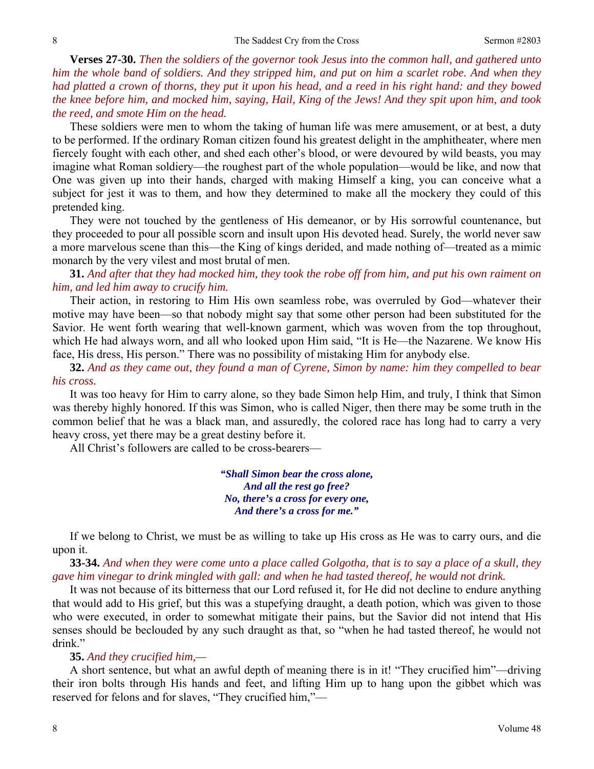**Verses 27-30.** *Then the soldiers of the governor took Jesus into the common hall, and gathered unto him the whole band of soldiers. And they stripped him, and put on him a scarlet robe. And when they had platted a crown of thorns, they put it upon his head, and a reed in his right hand: and they bowed the knee before him, and mocked him, saying, Hail, King of the Jews! And they spit upon him, and took the reed, and smote Him on the head.*

These soldiers were men to whom the taking of human life was mere amusement, or at best, a duty to be performed. If the ordinary Roman citizen found his greatest delight in the amphitheater, where men fiercely fought with each other, and shed each other's blood, or were devoured by wild beasts, you may imagine what Roman soldiery—the roughest part of the whole population—would be like, and now that One was given up into their hands, charged with making Himself a king, you can conceive what a subject for jest it was to them, and how they determined to make all the mockery they could of this pretended king.

They were not touched by the gentleness of His demeanor, or by His sorrowful countenance, but they proceeded to pour all possible scorn and insult upon His devoted head. Surely, the world never saw a more marvelous scene than this—the King of kings derided, and made nothing of—treated as a mimic monarch by the very vilest and most brutal of men.

**31.** *And after that they had mocked him, they took the robe off from him, and put his own raiment on him, and led him away to crucify him.*

Their action, in restoring to Him His own seamless robe, was overruled by God—whatever their motive may have been—so that nobody might say that some other person had been substituted for the Savior. He went forth wearing that well-known garment, which was woven from the top throughout, which He had always worn, and all who looked upon Him said, "It is He—the Nazarene. We know His face, His dress, His person." There was no possibility of mistaking Him for anybody else.

**32.** *And as they came out, they found a man of Cyrene, Simon by name: him they compelled to bear his cross.*

It was too heavy for Him to carry alone, so they bade Simon help Him, and truly, I think that Simon was thereby highly honored. If this was Simon, who is called Niger, then there may be some truth in the common belief that he was a black man, and assuredly, the colored race has long had to carry a very heavy cross, yet there may be a great destiny before it.

All Christ's followers are called to be cross-bearers—

> ***"Shall Simon bear the cross alone,***
> ***And all the rest go free?***
> ***No, there's a cross for every one,***
> ***And there's a cross for me."***

If we belong to Christ, we must be as willing to take up His cross as He was to carry ours, and die upon it.

**33-34.** *And when they were come unto a place called Golgotha, that is to say a place of a skull, they gave him vinegar to drink mingled with gall: and when he had tasted thereof, he would not drink.*

It was not because of its bitterness that our Lord refused it, for He did not decline to endure anything that would add to His grief, but this was a stupefying draught, a death potion, which was given to those who were executed, in order to somewhat mitigate their pains, but the Savior did not intend that His senses should be beclouded by any such draught as that, so "when he had tasted thereof, he would not drink."

**35.** *And they crucified him,—*

A short sentence, but what an awful depth of meaning there is in it! "They crucified him"—driving their iron bolts through His hands and feet, and lifting Him up to hang upon the gibbet which was reserved for felons and for slaves, "They crucified him,"—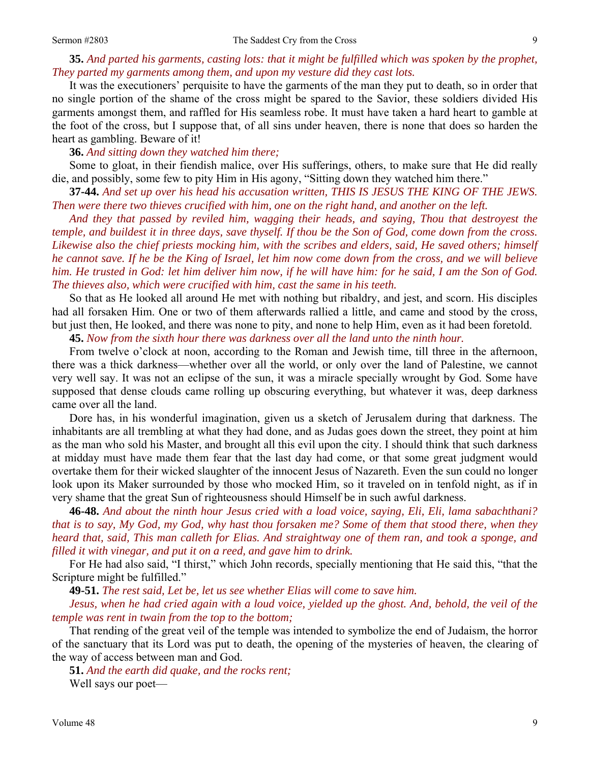**35.** *And parted his garments, casting lots: that it might be fulfilled which was spoken by the prophet, They parted my garments among them, and upon my vesture did they cast lots.*

It was the executioners' perquisite to have the garments of the man they put to death, so in order that no single portion of the shame of the cross might be spared to the Savior, these soldiers divided His garments amongst them, and raffled for His seamless robe. It must have taken a hard heart to gamble at the foot of the cross, but I suppose that, of all sins under heaven, there is none that does so harden the heart as gambling. Beware of it!

**36.** *And sitting down they watched him there;*

Some to gloat, in their fiendish malice, over His sufferings, others, to make sure that He did really die, and possibly, some few to pity Him in His agony, "Sitting down they watched him there."

**37-44.** *And set up over his head his accusation written, THIS IS JESUS THE KING OF THE JEWS. Then were there two thieves crucified with him, one on the right hand, and another on the left.*

*And they that passed by reviled him, wagging their heads, and saying, Thou that destroyest the temple, and buildest it in three days, save thyself. If thou be the Son of God, come down from the cross. Likewise also the chief priests mocking him, with the scribes and elders, said, He saved others; himself he cannot save. If he be the King of Israel, let him now come down from the cross, and we will believe him. He trusted in God: let him deliver him now, if he will have him: for he said, I am the Son of God. The thieves also, which were crucified with him, cast the same in his teeth.*

So that as He looked all around He met with nothing but ribaldry, and jest, and scorn. His disciples had all forsaken Him. One or two of them afterwards rallied a little, and came and stood by the cross, but just then, He looked, and there was none to pity, and none to help Him, even as it had been foretold.

**45.** *Now from the sixth hour there was darkness over all the land unto the ninth hour.*

From twelve o'clock at noon, according to the Roman and Jewish time, till three in the afternoon, there was a thick darkness—whether over all the world, or only over the land of Palestine, we cannot very well say. It was not an eclipse of the sun, it was a miracle specially wrought by God. Some have supposed that dense clouds came rolling up obscuring everything, but whatever it was, deep darkness came over all the land.

Dore has, in his wonderful imagination, given us a sketch of Jerusalem during that darkness. The inhabitants are all trembling at what they had done, and as Judas goes down the street, they point at him as the man who sold his Master, and brought all this evil upon the city. I should think that such darkness at midday must have made them fear that the last day had come, or that some great judgment would overtake them for their wicked slaughter of the innocent Jesus of Nazareth. Even the sun could no longer look upon its Maker surrounded by those who mocked Him, so it traveled on in tenfold night, as if in very shame that the great Sun of righteousness should Himself be in such awful darkness.

**46-48.** *And about the ninth hour Jesus cried with a load voice, saying, Eli, Eli, lama sabachthani? that is to say, My God, my God, why hast thou forsaken me? Some of them that stood there, when they heard that, said, This man calleth for Elias. And straightway one of them ran, and took a sponge, and filled it with vinegar, and put it on a reed, and gave him to drink.*

For He had also said, "I thirst," which John records, specially mentioning that He said this, "that the Scripture might be fulfilled."

**49-51.** *The rest said, Let be, let us see whether Elias will come to save him.*

*Jesus, when he had cried again with a loud voice, yielded up the ghost. And, behold, the veil of the temple was rent in twain from the top to the bottom;*

That rending of the great veil of the temple was intended to symbolize the end of Judaism, the horror of the sanctuary that its Lord was put to death, the opening of the mysteries of heaven, the clearing of the way of access between man and God.

**51.** *And the earth did quake, and the rocks rent;*

Well says our poet—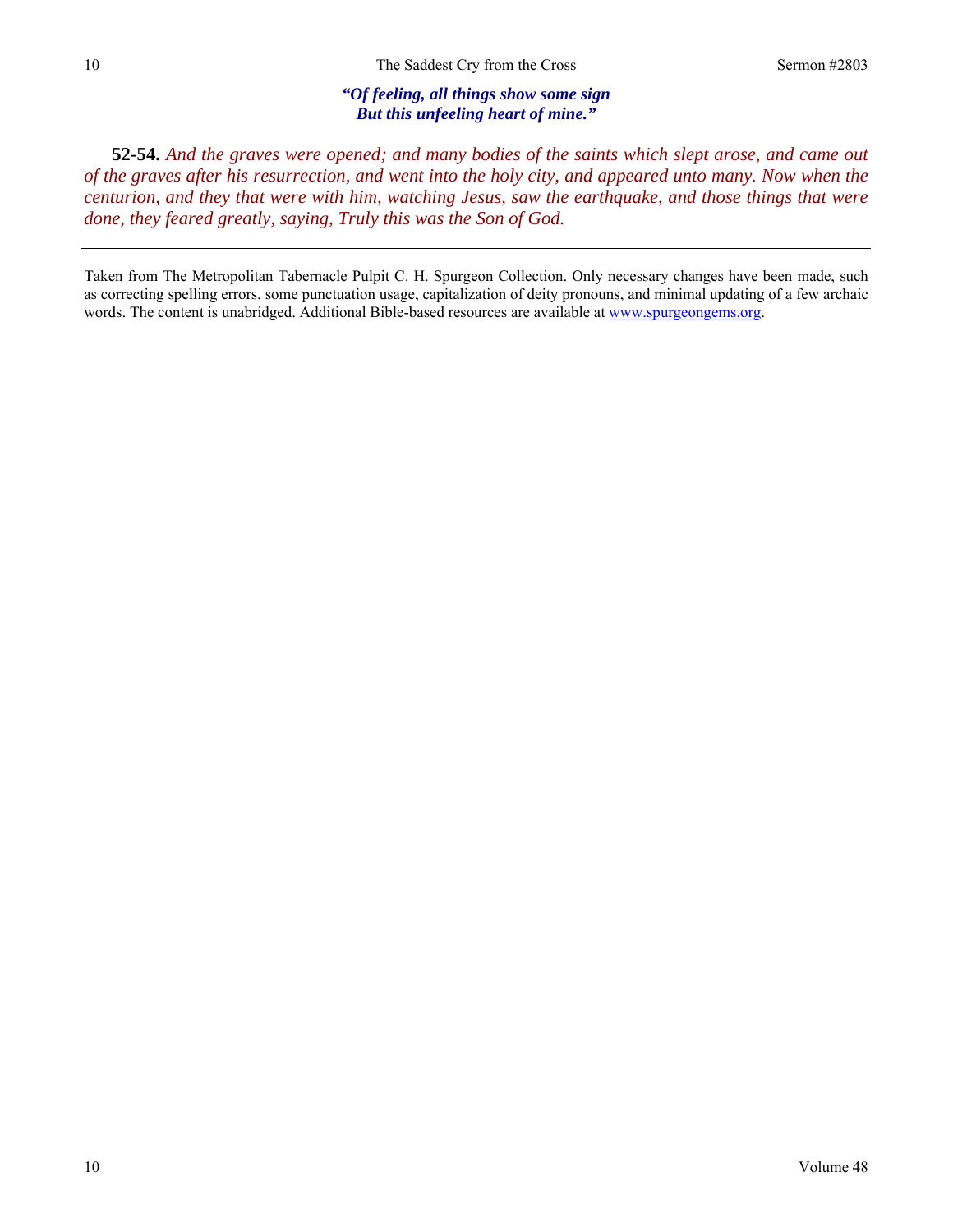***"Of feeling, all things show some sign***
***But this unfeeling heart of mine."***

**52-54.** *And the graves were opened; and many bodies of the saints which slept arose, and came out of the graves after his resurrection, and went into the holy city, and appeared unto many. Now when the centurion, and they that were with him, watching Jesus, saw the earthquake, and those things that were done, they feared greatly, saying, Truly this was the Son of God.*

---

Taken from The Metropolitan Tabernacle Pulpit C. H. Spurgeon Collection. Only necessary changes have been made, such as correcting spelling errors, some punctuation usage, capitalization of deity pronouns, and minimal updating of a few archaic words. The content is unabridged. Additional Bible-based resources are available at www.spurgeongems.org.